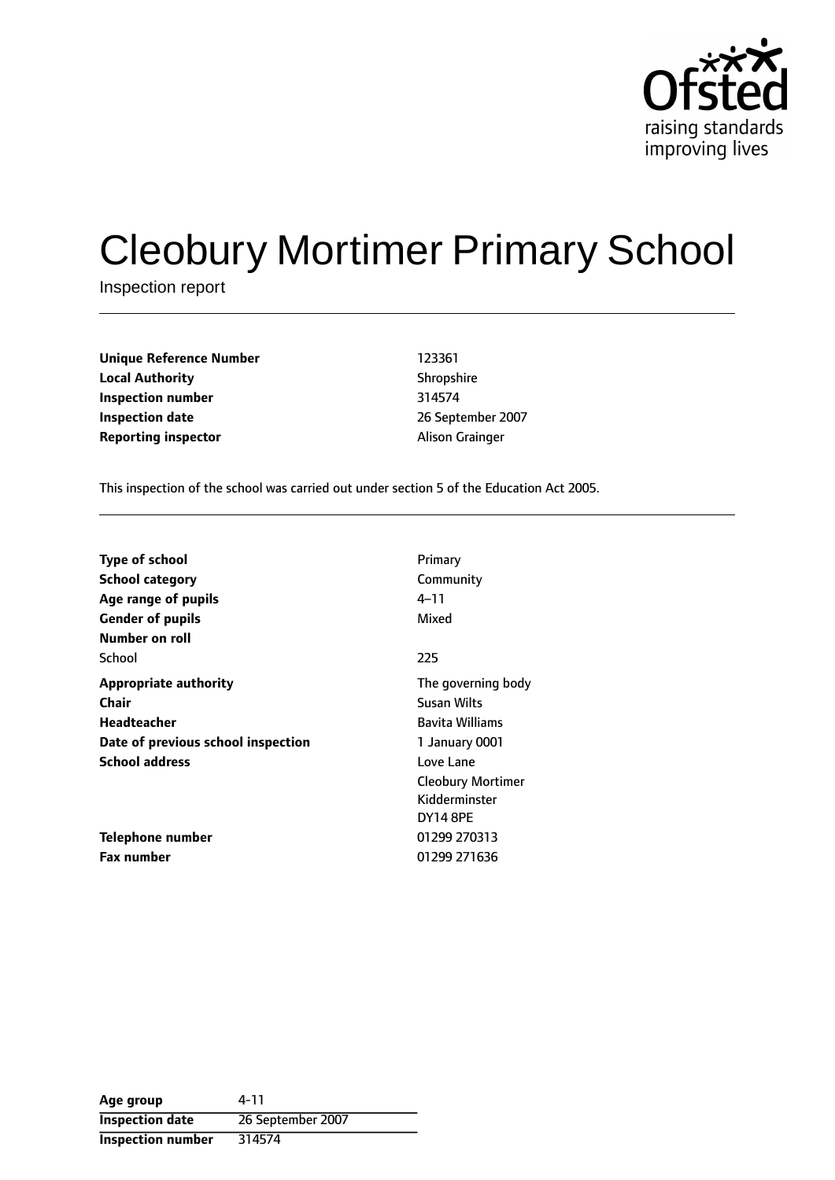# Cleobury Mortimer Primary School

Inspection report

| | |
|---|---|
| **Unique Reference Number** | 123361 |
| **Local Authority** | Shropshire |
| **Inspection number** | 314574 |
| **Inspection date** | 26 September 2007 |
| **Reporting inspector** | Alison Grainger |

This inspection of the school was carried out under section 5 of the Education Act 2005.

| | |
|---|---|
| **Type of school** | Primary |
| **School category** | Community |
| **Age range of pupils** | 4–11 |
| **Gender of pupils** | Mixed |
| **Number on roll** | |
| School | 225 |
| **Appropriate authority** | The governing body |
| **Chair** | Susan Wilts |
| **Headteacher** | Bavita Williams |
| **Date of previous school inspection** | 1 January 0001 |
| **School address** | Love Lane<br>Cleobury Mortimer<br>Kidderminster<br>DY14 8PE |
| **Telephone number** | 01299 270313 |
| **Fax number** | 01299 271636 |

| | |
|---|---|
| **Age group** | 4-11 |
| **Inspection date** | 26 September 2007 |
| **Inspection number** | 314574 |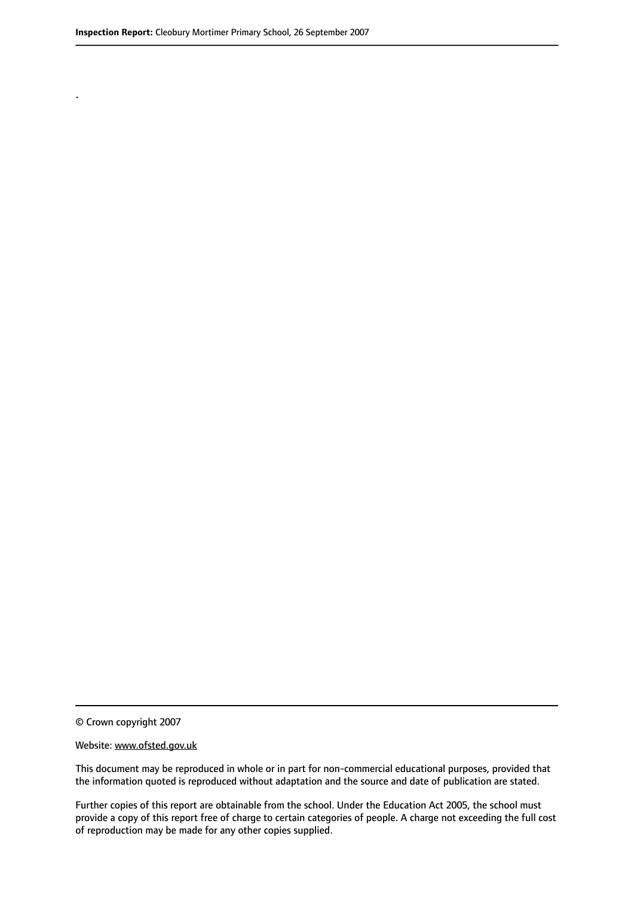.

© Crown copyright 2007

Website: www.ofsted.gov.uk

This document may be reproduced in whole or in part for non-commercial educational purposes, provided that the information quoted is reproduced without adaptation and the source and date of publication are stated.

Further copies of this report are obtainable from the school. Under the Education Act 2005, the school must provide a copy of this report free of charge to certain categories of people. A charge not exceeding the full cost of reproduction may be made for any other copies supplied.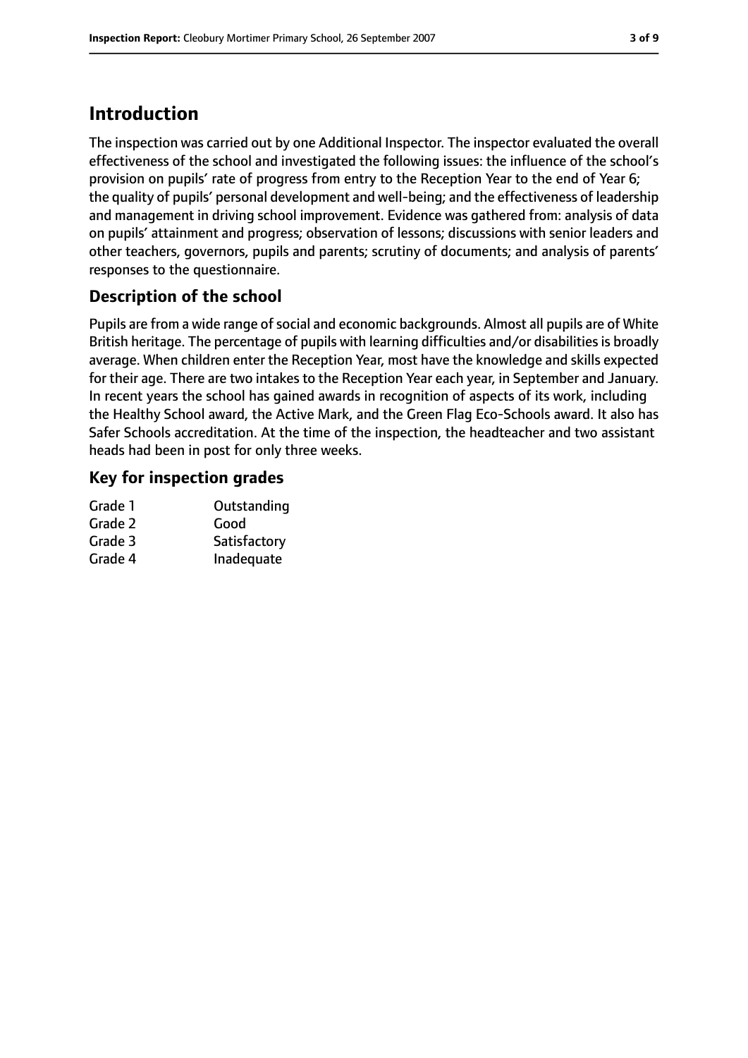# Introduction

The inspection was carried out by one Additional Inspector. The inspector evaluated the overall effectiveness of the school and investigated the following issues: the influence of the school's provision on pupils' rate of progress from entry to the Reception Year to the end of Year 6; the quality of pupils' personal development and well-being; and the effectiveness of leadership and management in driving school improvement. Evidence was gathered from: analysis of data on pupils' attainment and progress; observation of lessons; discussions with senior leaders and other teachers, governors, pupils and parents; scrutiny of documents; and analysis of parents' responses to the questionnaire.

## Description of the school

Pupils are from a wide range of social and economic backgrounds. Almost all pupils are of White British heritage. The percentage of pupils with learning difficulties and/or disabilities is broadly average. When children enter the Reception Year, most have the knowledge and skills expected for their age. There are two intakes to the Reception Year each year, in September and January. In recent years the school has gained awards in recognition of aspects of its work, including the Healthy School award, the Active Mark, and the Green Flag Eco-Schools award. It also has Safer Schools accreditation. At the time of the inspection, the headteacher and two assistant heads had been in post for only three weeks.

## Key for inspection grades

| | |
|---|---|
| Grade 1 | Outstanding |
| Grade 2 | Good |
| Grade 3 | Satisfactory |
| Grade 4 | Inadequate |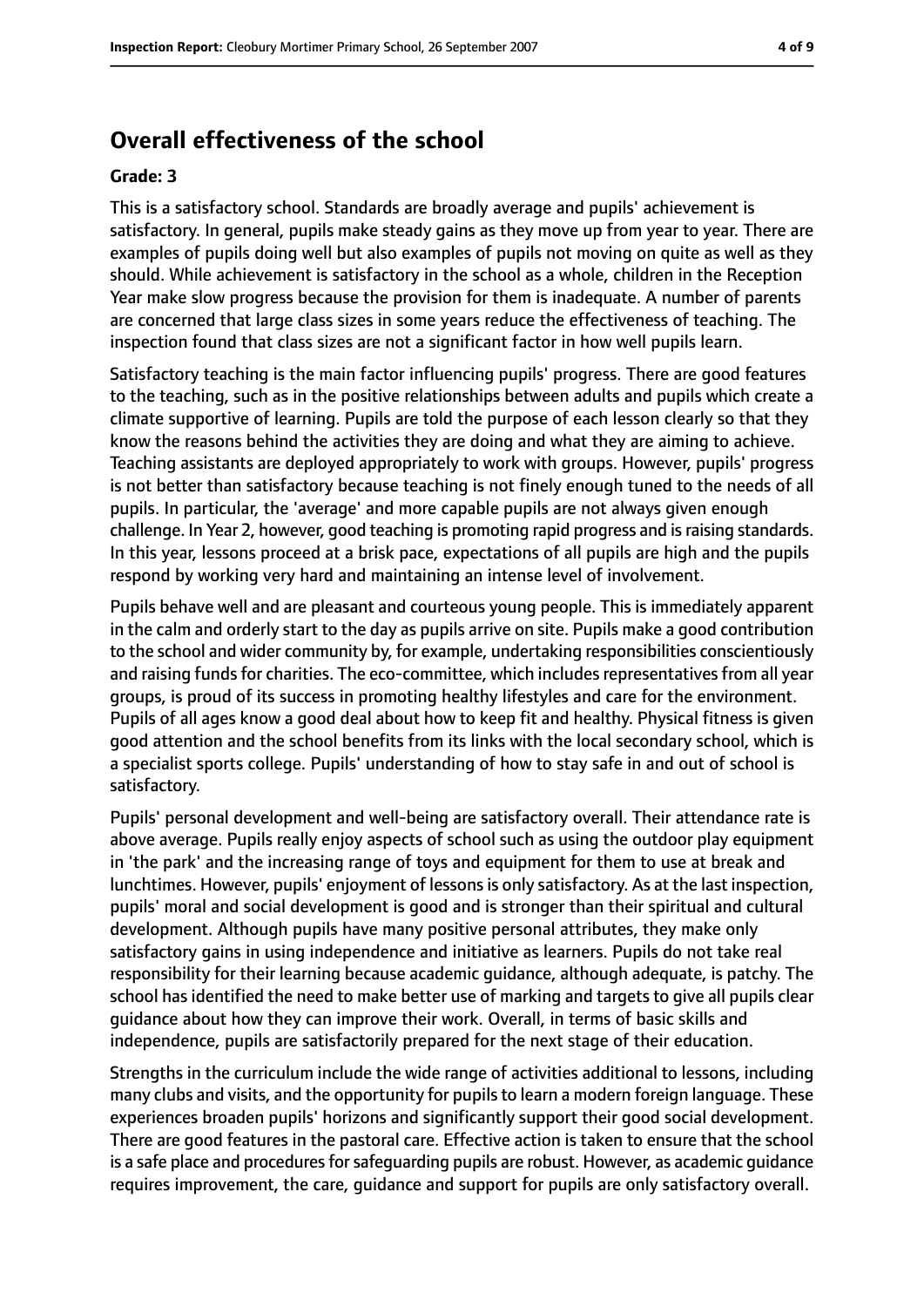## Overall effectiveness of the school

### Grade: 3

This is a satisfactory school. Standards are broadly average and pupils' achievement is satisfactory. In general, pupils make steady gains as they move up from year to year. There are examples of pupils doing well but also examples of pupils not moving on quite as well as they should. While achievement is satisfactory in the school as a whole, children in the Reception Year make slow progress because the provision for them is inadequate. A number of parents are concerned that large class sizes in some years reduce the effectiveness of teaching. The inspection found that class sizes are not a significant factor in how well pupils learn.

Satisfactory teaching is the main factor influencing pupils' progress. There are good features to the teaching, such as in the positive relationships between adults and pupils which create a climate supportive of learning. Pupils are told the purpose of each lesson clearly so that they know the reasons behind the activities they are doing and what they are aiming to achieve. Teaching assistants are deployed appropriately to work with groups. However, pupils' progress is not better than satisfactory because teaching is not finely enough tuned to the needs of all pupils. In particular, the 'average' and more capable pupils are not always given enough challenge. In Year 2, however, good teaching is promoting rapid progress and is raising standards. In this year, lessons proceed at a brisk pace, expectations of all pupils are high and the pupils respond by working very hard and maintaining an intense level of involvement.

Pupils behave well and are pleasant and courteous young people. This is immediately apparent in the calm and orderly start to the day as pupils arrive on site. Pupils make a good contribution to the school and wider community by, for example, undertaking responsibilities conscientiously and raising funds for charities. The eco-committee, which includes representatives from all year groups, is proud of its success in promoting healthy lifestyles and care for the environment. Pupils of all ages know a good deal about how to keep fit and healthy. Physical fitness is given good attention and the school benefits from its links with the local secondary school, which is a specialist sports college. Pupils' understanding of how to stay safe in and out of school is satisfactory.

Pupils' personal development and well-being are satisfactory overall. Their attendance rate is above average. Pupils really enjoy aspects of school such as using the outdoor play equipment in 'the park' and the increasing range of toys and equipment for them to use at break and lunchtimes. However, pupils' enjoyment of lessons is only satisfactory. As at the last inspection, pupils' moral and social development is good and is stronger than their spiritual and cultural development. Although pupils have many positive personal attributes, they make only satisfactory gains in using independence and initiative as learners. Pupils do not take real responsibility for their learning because academic guidance, although adequate, is patchy. The school has identified the need to make better use of marking and targets to give all pupils clear guidance about how they can improve their work. Overall, in terms of basic skills and independence, pupils are satisfactorily prepared for the next stage of their education.

Strengths in the curriculum include the wide range of activities additional to lessons, including many clubs and visits, and the opportunity for pupils to learn a modern foreign language. These experiences broaden pupils' horizons and significantly support their good social development. There are good features in the pastoral care. Effective action is taken to ensure that the school is a safe place and procedures for safeguarding pupils are robust. However, as academic guidance requires improvement, the care, guidance and support for pupils are only satisfactory overall.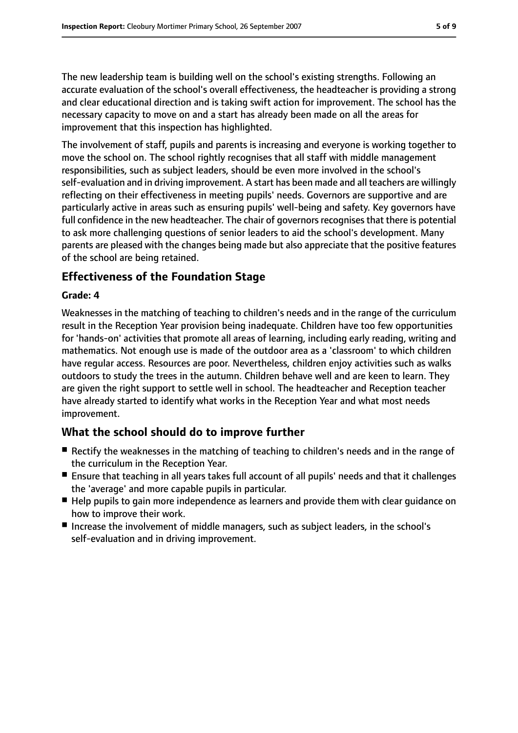The new leadership team is building well on the school's existing strengths. Following an accurate evaluation of the school's overall effectiveness, the headteacher is providing a strong and clear educational direction and is taking swift action for improvement. The school has the necessary capacity to move on and a start has already been made on all the areas for improvement that this inspection has highlighted.

The involvement of staff, pupils and parents is increasing and everyone is working together to move the school on. The school rightly recognises that all staff with middle management responsibilities, such as subject leaders, should be even more involved in the school's self-evaluation and in driving improvement. A start has been made and all teachers are willingly reflecting on their effectiveness in meeting pupils' needs. Governors are supportive and are particularly active in areas such as ensuring pupils' well-being and safety. Key governors have full confidence in the new headteacher. The chair of governors recognises that there is potential to ask more challenging questions of senior leaders to aid the school's development. Many parents are pleased with the changes being made but also appreciate that the positive features of the school are being retained.

## Effectiveness of the Foundation Stage

**Grade: 4**

Weaknesses in the matching of teaching to children's needs and in the range of the curriculum result in the Reception Year provision being inadequate. Children have too few opportunities for 'hands-on' activities that promote all areas of learning, including early reading, writing and mathematics. Not enough use is made of the outdoor area as a 'classroom' to which children have regular access. Resources are poor. Nevertheless, children enjoy activities such as walks outdoors to study the trees in the autumn. Children behave well and are keen to learn. They are given the right support to settle well in school. The headteacher and Reception teacher have already started to identify what works in the Reception Year and what most needs improvement.

## What the school should do to improve further

- Rectify the weaknesses in the matching of teaching to children's needs and in the range of the curriculum in the Reception Year.
- Ensure that teaching in all years takes full account of all pupils' needs and that it challenges the 'average' and more capable pupils in particular.
- Help pupils to gain more independence as learners and provide them with clear guidance on how to improve their work.
- Increase the involvement of middle managers, such as subject leaders, in the school's self-evaluation and in driving improvement.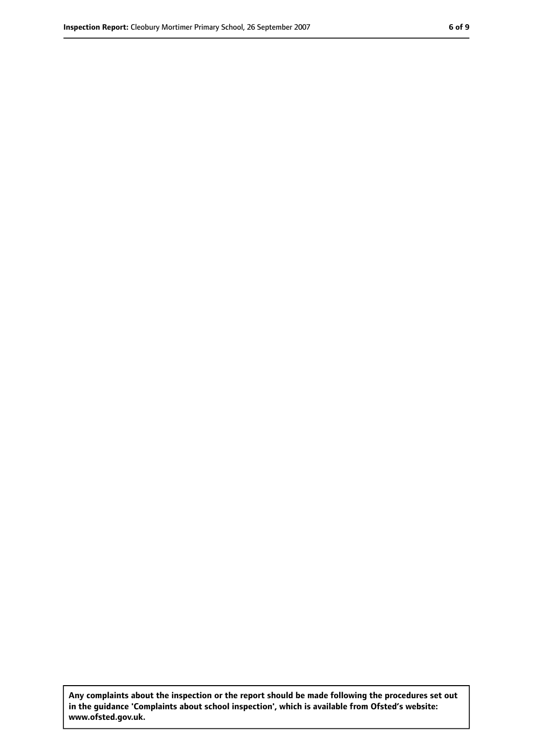**Any complaints about the inspection or the report should be made following the procedures set out in the guidance 'Complaints about school inspection', which is available from Ofsted's website: www.ofsted.gov.uk.**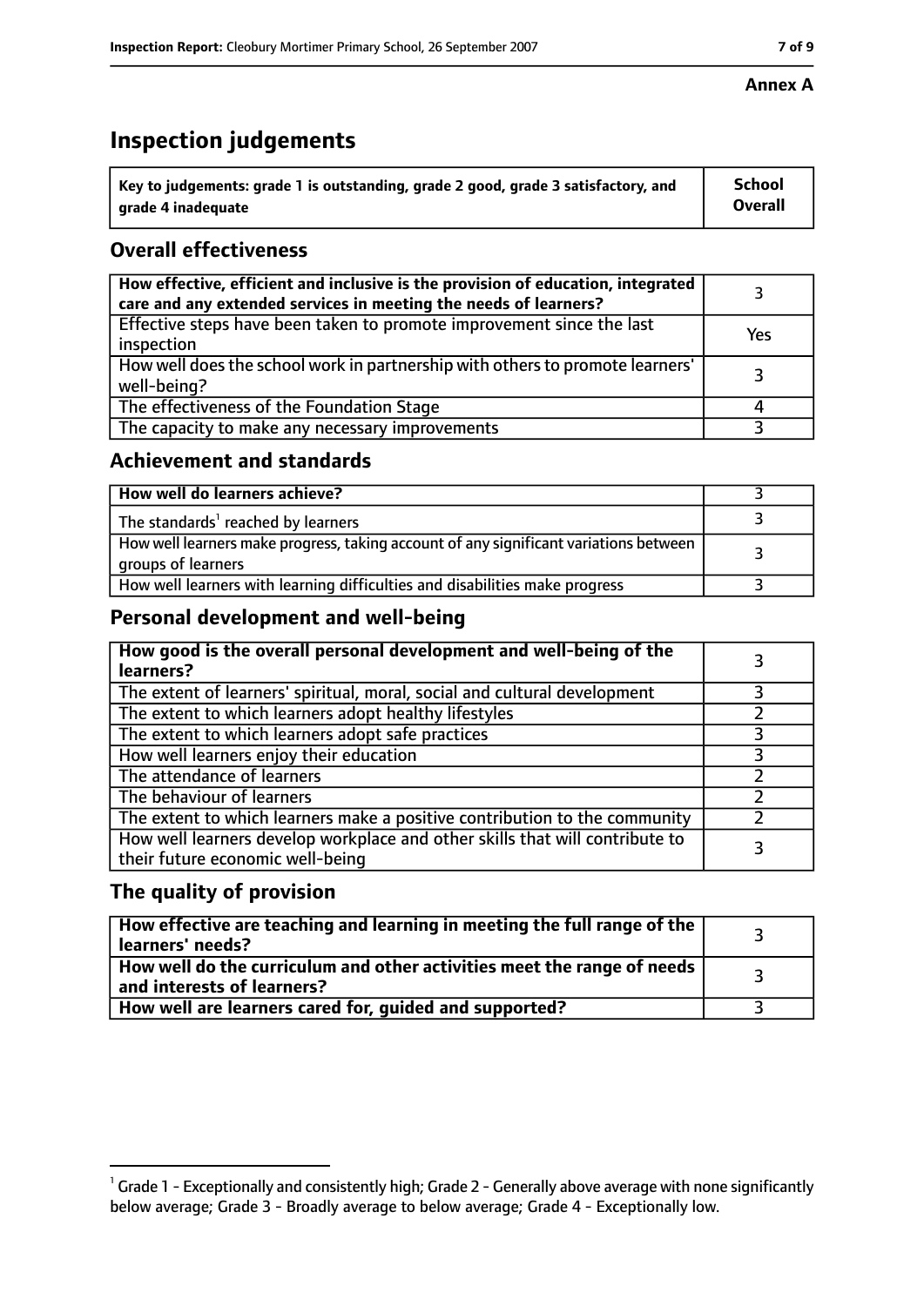**Annex A**

# Inspection judgements

| Key to judgements: grade 1 is outstanding, grade 2 good, grade 3 satisfactory, and grade 4 inadequate | School Overall |
|---|---|

## Overall effectiveness

| | |
|---|---|
| **How effective, efficient and inclusive is the provision of education, integrated care and any extended services in meeting the needs of learners?** | 3 |
| Effective steps have been taken to promote improvement since the last inspection | Yes |
| How well does the school work in partnership with others to promote learners' well-being? | 3 |
| The effectiveness of the Foundation Stage | 4 |
| The capacity to make any necessary improvements | 3 |

## Achievement and standards

| | |
|---|---|
| **How well do learners achieve?** | 3 |
| The standards[1] reached by learners | 3 |
| How well learners make progress, taking account of any significant variations between groups of learners | 3 |
| How well learners with learning difficulties and disabilities make progress | 3 |

## Personal development and well-being

| | |
|---|---|
| **How good is the overall personal development and well-being of the learners?** | 3 |
| The extent of learners' spiritual, moral, social and cultural development | 3 |
| The extent to which learners adopt healthy lifestyles | 2 |
| The extent to which learners adopt safe practices | 3 |
| How well learners enjoy their education | 3 |
| The attendance of learners | 2 |
| The behaviour of learners | 2 |
| The extent to which learners make a positive contribution to the community | 2 |
| How well learners develop workplace and other skills that will contribute to their future economic well-being | 3 |

## The quality of provision

| | |
|---|---|
| **How effective are teaching and learning in meeting the full range of the learners' needs?** | 3 |
| **How well do the curriculum and other activities meet the range of needs and interests of learners?** | 3 |
| **How well are learners cared for, guided and supported?** | 3 |

[1] Grade 1 - Exceptionally and consistently high; Grade 2 - Generally above average with none significantly below average; Grade 3 - Broadly average to below average; Grade 4 - Exceptionally low.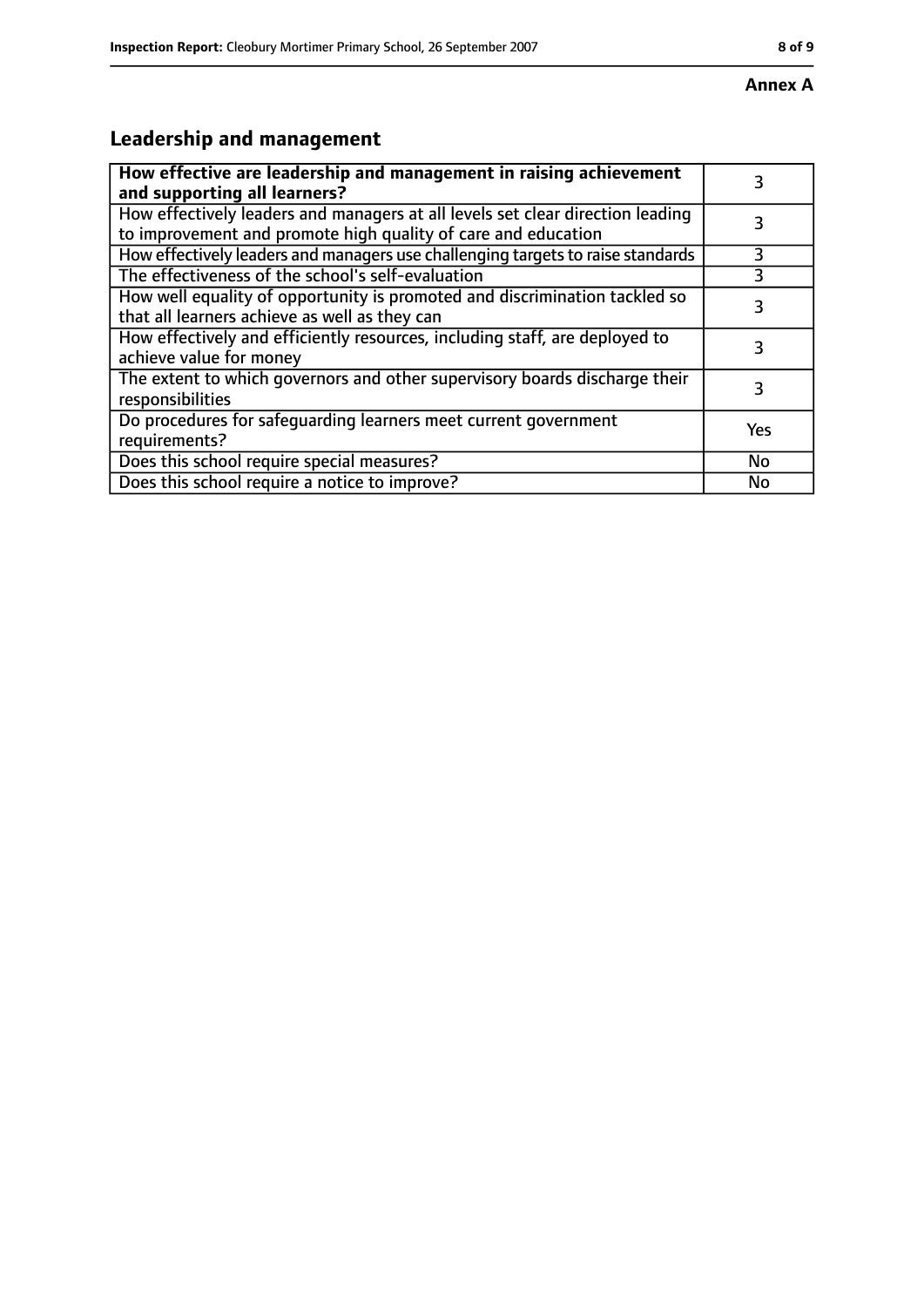**Annex A**

## Leadership and management

| **How effective are leadership and management in raising achievement and supporting all learners?** | 3 |
| --- | --- |
| How effectively leaders and managers at all levels set clear direction leading to improvement and promote high quality of care and education | 3 |
| How effectively leaders and managers use challenging targets to raise standards | 3 |
| The effectiveness of the school's self-evaluation | 3 |
| How well equality of opportunity is promoted and discrimination tackled so that all learners achieve as well as they can | 3 |
| How effectively and efficiently resources, including staff, are deployed to achieve value for money | 3 |
| The extent to which governors and other supervisory boards discharge their responsibilities | 3 |
| Do procedures for safeguarding learners meet current government requirements? | Yes |
| Does this school require special measures? | No |
| Does this school require a notice to improve? | No |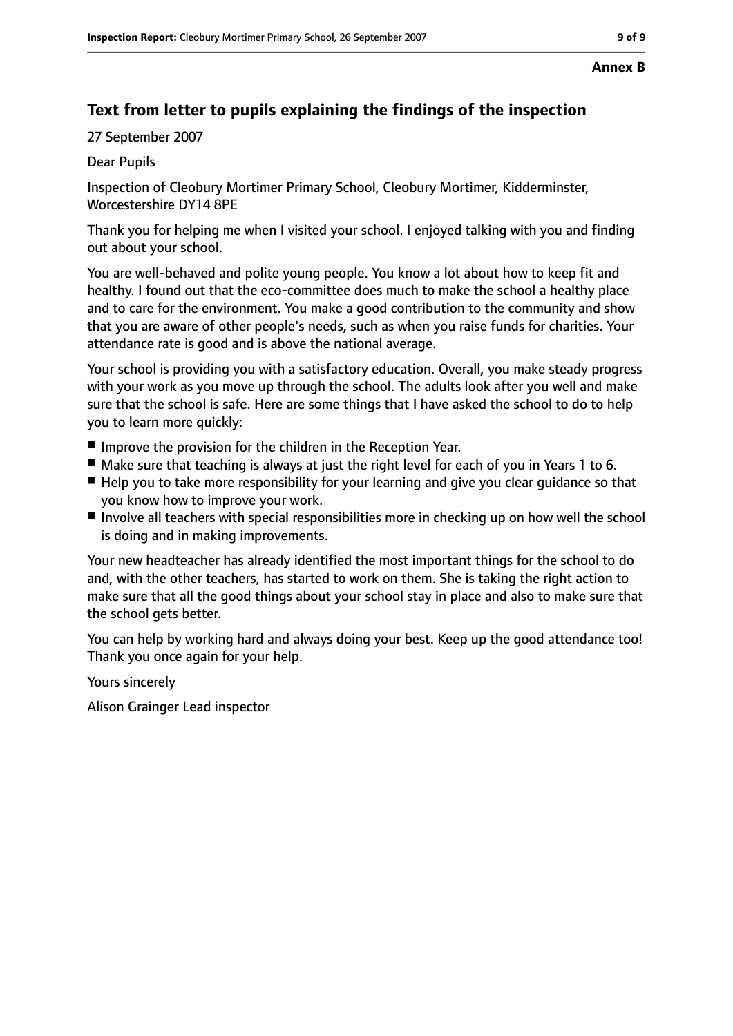**Annex B**

## Text from letter to pupils explaining the findings of the inspection

27 September 2007

Dear Pupils

Inspection of Cleobury Mortimer Primary School, Cleobury Mortimer, Kidderminster, Worcestershire DY14 8PE

Thank you for helping me when I visited your school. I enjoyed talking with you and finding out about your school.

You are well-behaved and polite young people. You know a lot about how to keep fit and healthy. I found out that the eco-committee does much to make the school a healthy place and to care for the environment. You make a good contribution to the community and show that you are aware of other people's needs, such as when you raise funds for charities. Your attendance rate is good and is above the national average.

Your school is providing you with a satisfactory education. Overall, you make steady progress with your work as you move up through the school. The adults look after you well and make sure that the school is safe. Here are some things that I have asked the school to do to help you to learn more quickly:

- Improve the provision for the children in the Reception Year.
- Make sure that teaching is always at just the right level for each of you in Years 1 to 6.
- Help you to take more responsibility for your learning and give you clear guidance so that you know how to improve your work.
- Involve all teachers with special responsibilities more in checking up on how well the school is doing and in making improvements.

Your new headteacher has already identified the most important things for the school to do and, with the other teachers, has started to work on them. She is taking the right action to make sure that all the good things about your school stay in place and also to make sure that the school gets better.

You can help by working hard and always doing your best. Keep up the good attendance too! Thank you once again for your help.

Yours sincerely

Alison Grainger Lead inspector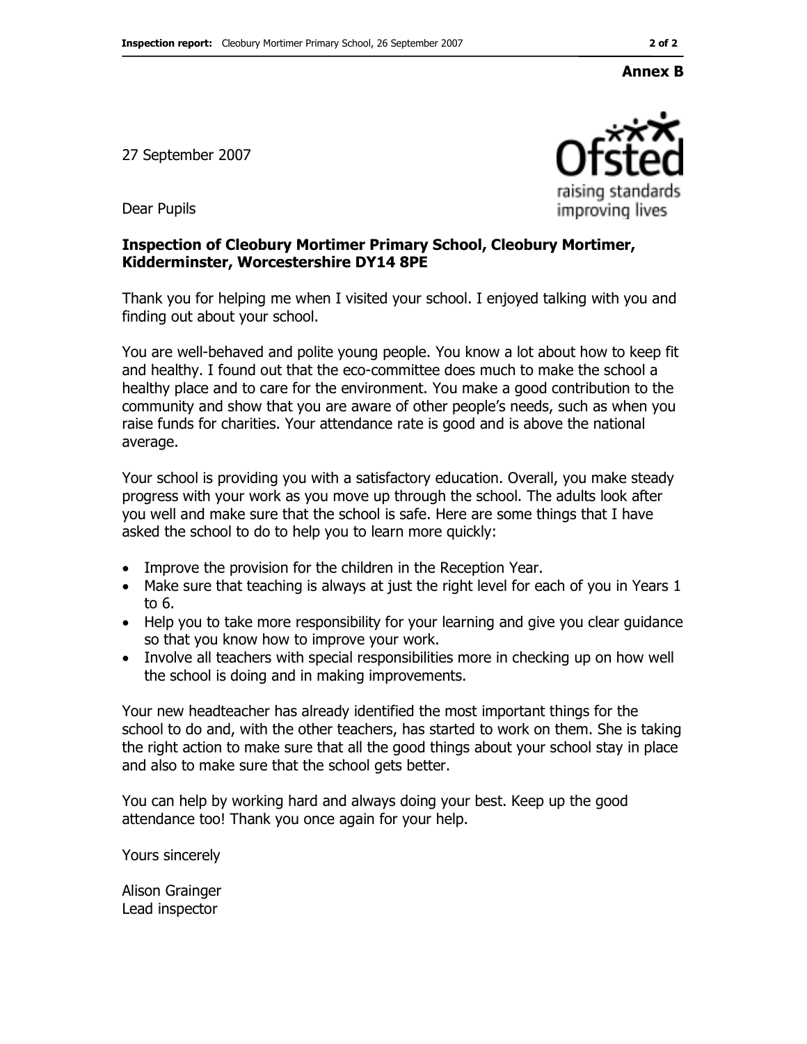**Annex B**

27 September 2007

Dear Pupils

**Inspection of Cleobury Mortimer Primary School, Cleobury Mortimer, Kidderminster, Worcestershire DY14 8PE**

Thank you for helping me when I visited your school. I enjoyed talking with you and finding out about your school.

You are well-behaved and polite young people. You know a lot about how to keep fit and healthy. I found out that the eco-committee does much to make the school a healthy place and to care for the environment. You make a good contribution to the community and show that you are aware of other people's needs, such as when you raise funds for charities. Your attendance rate is good and is above the national average.

Your school is providing you with a satisfactory education. Overall, you make steady progress with your work as you move up through the school. The adults look after you well and make sure that the school is safe. Here are some things that I have asked the school to do to help you to learn more quickly:

- Improve the provision for the children in the Reception Year.
- Make sure that teaching is always at just the right level for each of you in Years 1 to 6.
- Help you to take more responsibility for your learning and give you clear guidance so that you know how to improve your work.
- Involve all teachers with special responsibilities more in checking up on how well the school is doing and in making improvements.

Your new headteacher has already identified the most important things for the school to do and, with the other teachers, has started to work on them. She is taking the right action to make sure that all the good things about your school stay in place and also to make sure that the school gets better.

You can help by working hard and always doing your best. Keep up the good attendance too! Thank you once again for your help.

Yours sincerely

Alison Grainger
Lead inspector